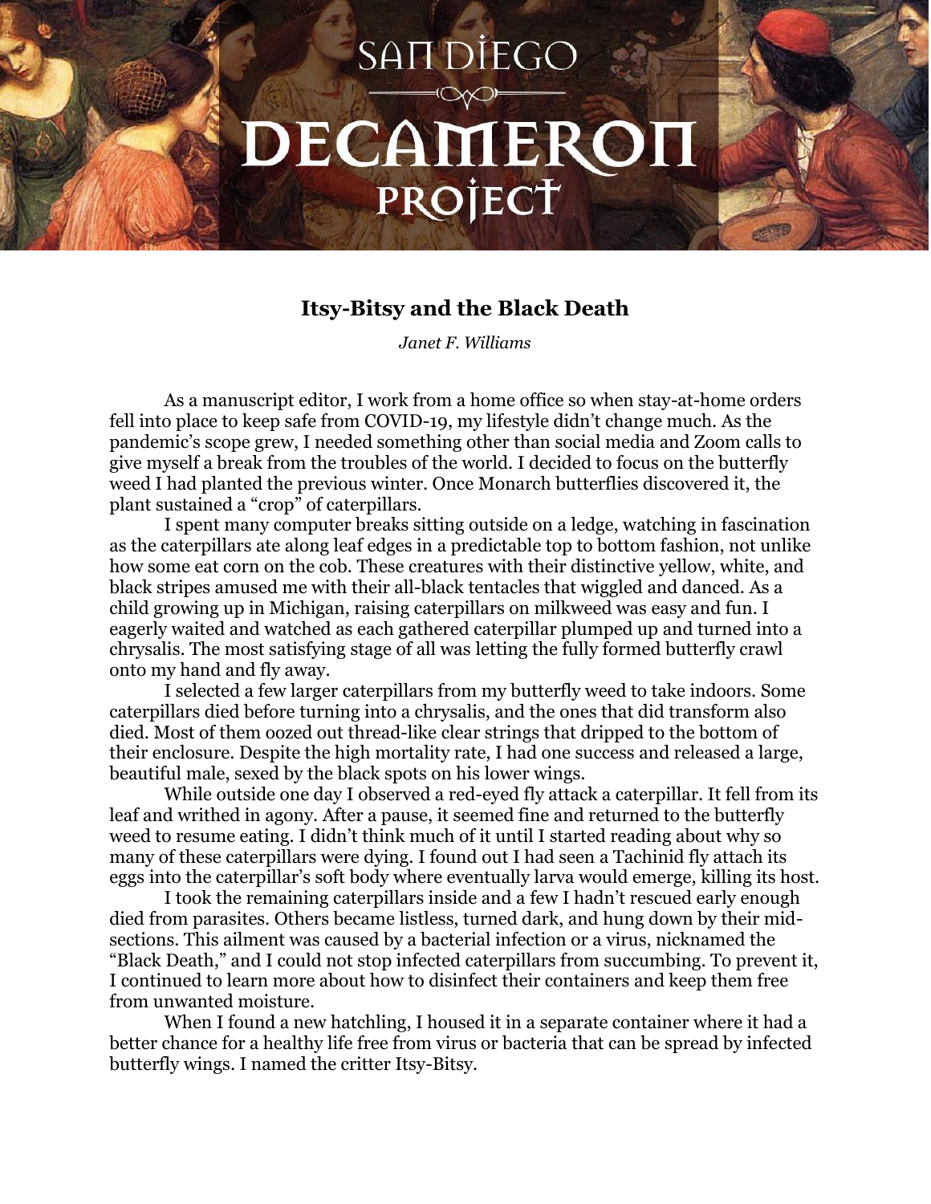# SAN DIEGO DECAMERON PROJECT

## Itsy-Bitsy and the Black Death

*Janet F. Williams*

As a manuscript editor, I work from a home office so when stay-at-home orders fell into place to keep safe from COVID-19, my lifestyle didn't change much. As the pandemic's scope grew, I needed something other than social media and Zoom calls to give myself a break from the troubles of the world. I decided to focus on the butterfly weed I had planted the previous winter. Once Monarch butterflies discovered it, the plant sustained a "crop" of caterpillars.

I spent many computer breaks sitting outside on a ledge, watching in fascination as the caterpillars ate along leaf edges in a predictable top to bottom fashion, not unlike how some eat corn on the cob. These creatures with their distinctive yellow, white, and black stripes amused me with their all-black tentacles that wiggled and danced. As a child growing up in Michigan, raising caterpillars on milkweed was easy and fun. I eagerly waited and watched as each gathered caterpillar plumped up and turned into a chrysalis. The most satisfying stage of all was letting the fully formed butterfly crawl onto my hand and fly away.

I selected a few larger caterpillars from my butterfly weed to take indoors. Some caterpillars died before turning into a chrysalis, and the ones that did transform also died. Most of them oozed out thread-like clear strings that dripped to the bottom of their enclosure. Despite the high mortality rate, I had one success and released a large, beautiful male, sexed by the black spots on his lower wings.

While outside one day I observed a red-eyed fly attack a caterpillar. It fell from its leaf and writhed in agony. After a pause, it seemed fine and returned to the butterfly weed to resume eating. I didn't think much of it until I started reading about why so many of these caterpillars were dying. I found out I had seen a Tachinid fly attach its eggs into the caterpillar's soft body where eventually larva would emerge, killing its host.

I took the remaining caterpillars inside and a few I hadn't rescued early enough died from parasites. Others became listless, turned dark, and hung down by their mid-sections. This ailment was caused by a bacterial infection or a virus, nicknamed the "Black Death," and I could not stop infected caterpillars from succumbing. To prevent it, I continued to learn more about how to disinfect their containers and keep them free from unwanted moisture.

When I found a new hatchling, I housed it in a separate container where it had a better chance for a healthy life free from virus or bacteria that can be spread by infected butterfly wings. I named the critter Itsy-Bitsy.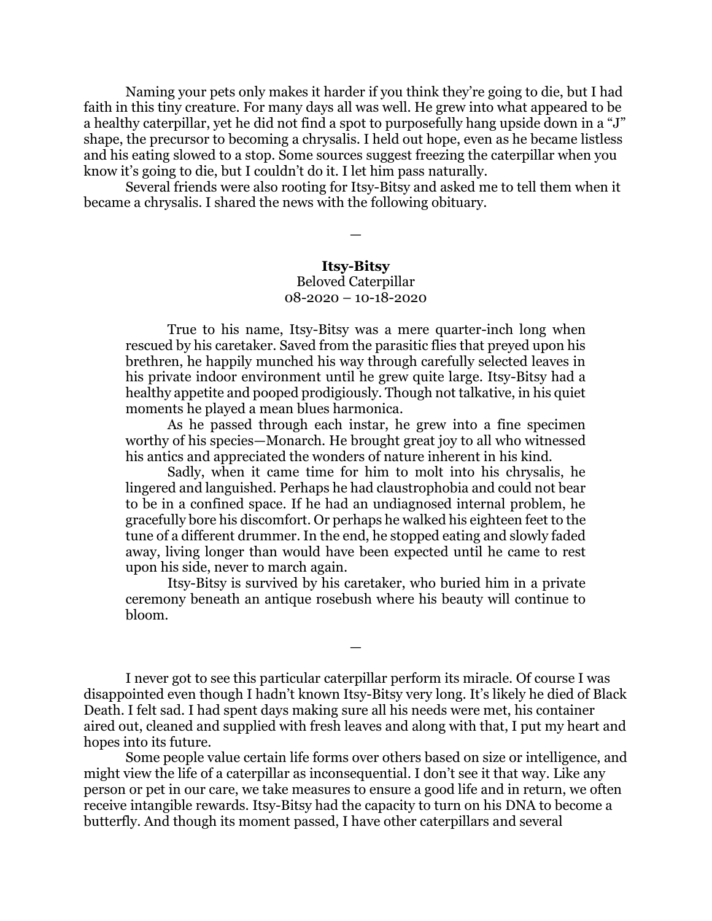Naming your pets only makes it harder if you think they're going to die, but I had faith in this tiny creature. For many days all was well. He grew into what appeared to be a healthy caterpillar, yet he did not find a spot to purposefully hang upside down in a "J" shape, the precursor to becoming a chrysalis. I held out hope, even as he became listless and his eating slowed to a stop. Some sources suggest freezing the caterpillar when you know it's going to die, but I couldn't do it. I let him pass naturally.

Several friends were also rooting for Itsy-Bitsy and asked me to tell them when it became a chrysalis. I shared the news with the following obituary.

—

**Itsy-Bitsy**
Beloved Caterpillar
08-2020 – 10-18-2020

True to his name, Itsy-Bitsy was a mere quarter-inch long when rescued by his caretaker. Saved from the parasitic flies that preyed upon his brethren, he happily munched his way through carefully selected leaves in his private indoor environment until he grew quite large. Itsy-Bitsy had a healthy appetite and pooped prodigiously. Though not talkative, in his quiet moments he played a mean blues harmonica.

As he passed through each instar, he grew into a fine specimen worthy of his species—Monarch. He brought great joy to all who witnessed his antics and appreciated the wonders of nature inherent in his kind.

Sadly, when it came time for him to molt into his chrysalis, he lingered and languished. Perhaps he had claustrophobia and could not bear to be in a confined space. If he had an undiagnosed internal problem, he gracefully bore his discomfort. Or perhaps he walked his eighteen feet to the tune of a different drummer. In the end, he stopped eating and slowly faded away, living longer than would have been expected until he came to rest upon his side, never to march again.

Itsy-Bitsy is survived by his caretaker, who buried him in a private ceremony beneath an antique rosebush where his beauty will continue to bloom.

—

I never got to see this particular caterpillar perform its miracle. Of course I was disappointed even though I hadn't known Itsy-Bitsy very long. It's likely he died of Black Death. I felt sad. I had spent days making sure all his needs were met, his container aired out, cleaned and supplied with fresh leaves and along with that, I put my heart and hopes into its future.

Some people value certain life forms over others based on size or intelligence, and might view the life of a caterpillar as inconsequential. I don't see it that way. Like any person or pet in our care, we take measures to ensure a good life and in return, we often receive intangible rewards. Itsy-Bitsy had the capacity to turn on his DNA to become a butterfly. And though its moment passed, I have other caterpillars and several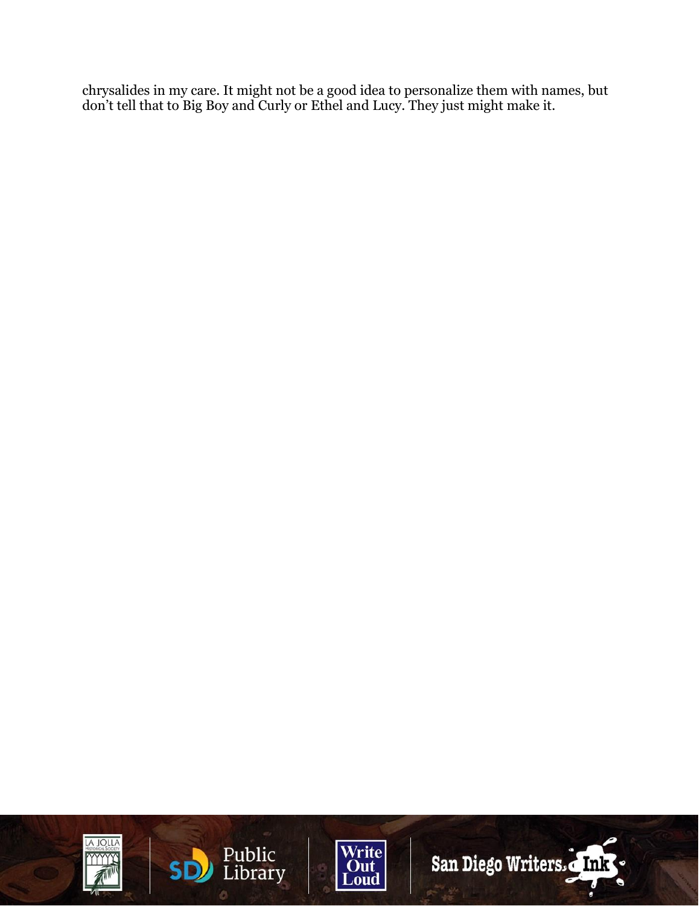chrysalides in my care. It might not be a good idea to personalize them with names, but don't tell that to Big Boy and Curly or Ethel and Lucy. They just might make it.